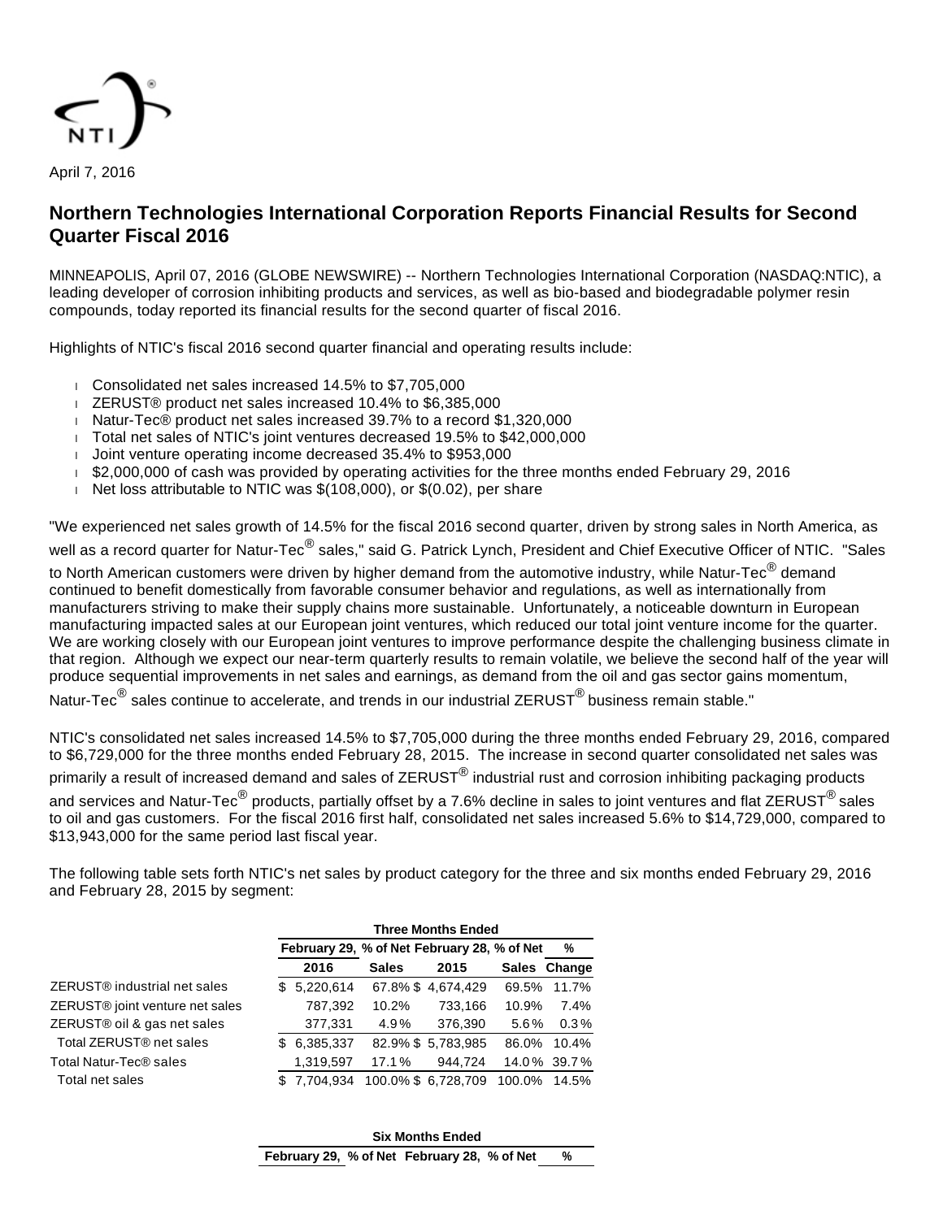April 7, 2016

# Northern Technologies International Corporation Reports Financial Results for Second Quarter Fiscal 2016

MINNEAPOLIS, April 07, 2016 (GLOBE NEWSWIRE) -- Northern Technologies International Corporation (NASDAQ:NTIC), a leading developer of corrosion inhibiting products and services, as well as bio-based and biodegradable polymer resin compounds, today reported its financial results for the second quarter of fiscal 2016.

Highlights of NTIC's fiscal 2016 second quarter financial and operating results include:

- Consolidated net sales increased 14.5% to $7,705,000
- ZERUST® product net sales increased 10.4% to $6,385,000
- Natur-Tec® product net sales increased 39.7% to a record $1,320,000
- Total net sales of NTIC's joint ventures decreased 19.5% to $42,000,000
- Joint venture operating income decreased 35.4% to $953,000
- $2,000,000 of cash was provided by operating activities for the three months ended February 29, 2016
- Net loss attributable to NTIC was $(108,000), or $(0.02), per share

"We experienced net sales growth of 14.5% for the fiscal 2016 second quarter, driven by strong sales in North America, as well as a record quarter for Natur-Tec® sales," said G. Patrick Lynch, President and Chief Executive Officer of NTIC. "Sales to North American customers were driven by higher demand from the automotive industry, while Natur-Tec® demand continued to benefit domestically from favorable consumer behavior and regulations, as well as internationally from manufacturers striving to make their supply chains more sustainable. Unfortunately, a noticeable downturn in European manufacturing impacted sales at our European joint ventures, which reduced our total joint venture income for the quarter. We are working closely with our European joint ventures to improve performance despite the challenging business climate in that region. Although we expect our near-term quarterly results to remain volatile, we believe the second half of the year will produce sequential improvements in net sales and earnings, as demand from the oil and gas sector gains momentum, Natur-Tec® sales continue to accelerate, and trends in our industrial ZERUST® business remain stable."

NTIC's consolidated net sales increased 14.5% to $7,705,000 during the three months ended February 29, 2016, compared to $6,729,000 for the three months ended February 28, 2015. The increase in second quarter consolidated net sales was primarily a result of increased demand and sales of ZERUST® industrial rust and corrosion inhibiting packaging products and services and Natur-Tec® products, partially offset by a 7.6% decline in sales to joint ventures and flat ZERUST® sales to oil and gas customers. For the fiscal 2016 first half, consolidated net sales increased 5.6% to $14,729,000, compared to $13,943,000 for the same period last fiscal year.

The following table sets forth NTIC's net sales by product category for the three and six months ended February 29, 2016 and February 28, 2015 by segment:

| | Three Months Ended | | | | |
|---|---|---|---|---|---|
| | February 29, 2016 | % of Net Sales | February 28, 2015 | % of Net Sales | % Change |
| ZERUST® industrial net sales | $ 5,220,614 | 67.8% | $ 4,674,429 | 69.5% | 11.7% |
| ZERUST® joint venture net sales | 787,392 | 10.2% | 733,166 | 10.9% | 7.4% |
| ZERUST® oil & gas net sales | 377,331 | 4.9% | 376,390 | 5.6% | 0.3% |
| Total ZERUST® net sales | $ 6,385,337 | 82.9% | $ 5,783,985 | 86.0% | 10.4% |
| Total Natur-Tec® sales | 1,319,597 | 17.1% | 944,724 | 14.0% | 39.7% |
| Total net sales | $ 7,704,934 | 100.0% | $ 6,728,709 | 100.0% | 14.5% |

| Six Months Ended | | | | |
|---|---|---|---|---|
| February 29, | % of Net | February 28, | % of Net | % |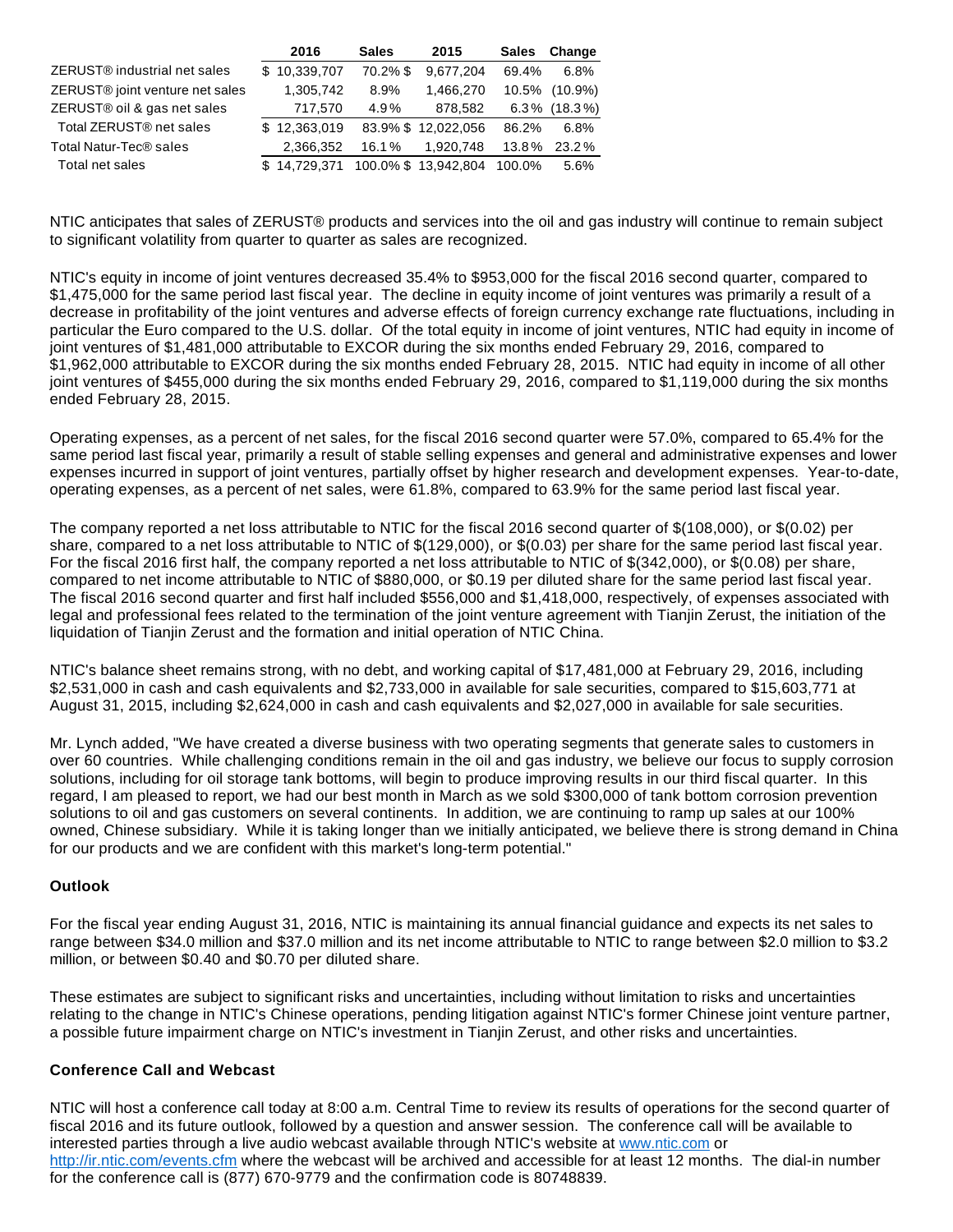| | 2016 | Sales | 2015 | Sales | Change |
|---|---|---|---|---|---|
| ZERUST® industrial net sales | $ 10,339,707 | 70.2% | $ 9,677,204 | 69.4% | 6.8% |
| ZERUST® joint venture net sales | 1,305,742 | 8.9% | 1,466,270 | 10.5% | (10.9%) |
| ZERUST® oil & gas net sales | 717,570 | 4.9% | 878,582 | 6.3% | (18.3%) |
| Total ZERUST® net sales | $ 12,363,019 | 83.9% | $ 12,022,056 | 86.2% | 6.8% |
| Total Natur-Tec® sales | 2,366,352 | 16.1% | 1,920,748 | 13.8% | 23.2% |
| Total net sales | $ 14,729,371 | 100.0% | $ 13,942,804 | 100.0% | 5.6% |

NTIC anticipates that sales of ZERUST® products and services into the oil and gas industry will continue to remain subject to significant volatility from quarter to quarter as sales are recognized.

NTIC's equity in income of joint ventures decreased 35.4% to $953,000 for the fiscal 2016 second quarter, compared to $1,475,000 for the same period last fiscal year. The decline in equity income of joint ventures was primarily a result of a decrease in profitability of the joint ventures and adverse effects of foreign currency exchange rate fluctuations, including in particular the Euro compared to the U.S. dollar. Of the total equity in income of joint ventures, NTIC had equity in income of joint ventures of $1,481,000 attributable to EXCOR during the six months ended February 29, 2016, compared to $1,962,000 attributable to EXCOR during the six months ended February 28, 2015. NTIC had equity in income of all other joint ventures of $455,000 during the six months ended February 29, 2016, compared to $1,119,000 during the six months ended February 28, 2015.

Operating expenses, as a percent of net sales, for the fiscal 2016 second quarter were 57.0%, compared to 65.4% for the same period last fiscal year, primarily a result of stable selling expenses and general and administrative expenses and lower expenses incurred in support of joint ventures, partially offset by higher research and development expenses. Year-to-date, operating expenses, as a percent of net sales, were 61.8%, compared to 63.9% for the same period last fiscal year.

The company reported a net loss attributable to NTIC for the fiscal 2016 second quarter of $(108,000), or $(0.02) per share, compared to a net loss attributable to NTIC of $(129,000), or $(0.03) per share for the same period last fiscal year. For the fiscal 2016 first half, the company reported a net loss attributable to NTIC of $(342,000), or $(0.08) per share, compared to net income attributable to NTIC of $880,000, or $0.19 per diluted share for the same period last fiscal year. The fiscal 2016 second quarter and first half included $556,000 and $1,418,000, respectively, of expenses associated with legal and professional fees related to the termination of the joint venture agreement with Tianjin Zerust, the initiation of the liquidation of Tianjin Zerust and the formation and initial operation of NTIC China.

NTIC's balance sheet remains strong, with no debt, and working capital of $17,481,000 at February 29, 2016, including $2,531,000 in cash and cash equivalents and $2,733,000 in available for sale securities, compared to $15,603,771 at August 31, 2015, including $2,624,000 in cash and cash equivalents and $2,027,000 in available for sale securities.

Mr. Lynch added, "We have created a diverse business with two operating segments that generate sales to customers in over 60 countries. While challenging conditions remain in the oil and gas industry, we believe our focus to supply corrosion solutions, including for oil storage tank bottoms, will begin to produce improving results in our third fiscal quarter. In this regard, I am pleased to report, we had our best month in March as we sold $300,000 of tank bottom corrosion prevention solutions to oil and gas customers on several continents. In addition, we are continuing to ramp up sales at our 100% owned, Chinese subsidiary. While it is taking longer than we initially anticipated, we believe there is strong demand in China for our products and we are confident with this market's long-term potential."

**Outlook**

For the fiscal year ending August 31, 2016, NTIC is maintaining its annual financial guidance and expects its net sales to range between $34.0 million and $37.0 million and its net income attributable to NTIC to range between $2.0 million to $3.2 million, or between $0.40 and $0.70 per diluted share.

These estimates are subject to significant risks and uncertainties, including without limitation to risks and uncertainties relating to the change in NTIC's Chinese operations, pending litigation against NTIC's former Chinese joint venture partner, a possible future impairment charge on NTIC's investment in Tianjin Zerust, and other risks and uncertainties.

**Conference Call and Webcast**

NTIC will host a conference call today at 8:00 a.m. Central Time to review its results of operations for the second quarter of fiscal 2016 and its future outlook, followed by a question and answer session. The conference call will be available to interested parties through a live audio webcast available through NTIC's website at www.ntic.com or http://ir.ntic.com/events.cfm where the webcast will be archived and accessible for at least 12 months. The dial-in number for the conference call is (877) 670-9779 and the confirmation code is 80748839.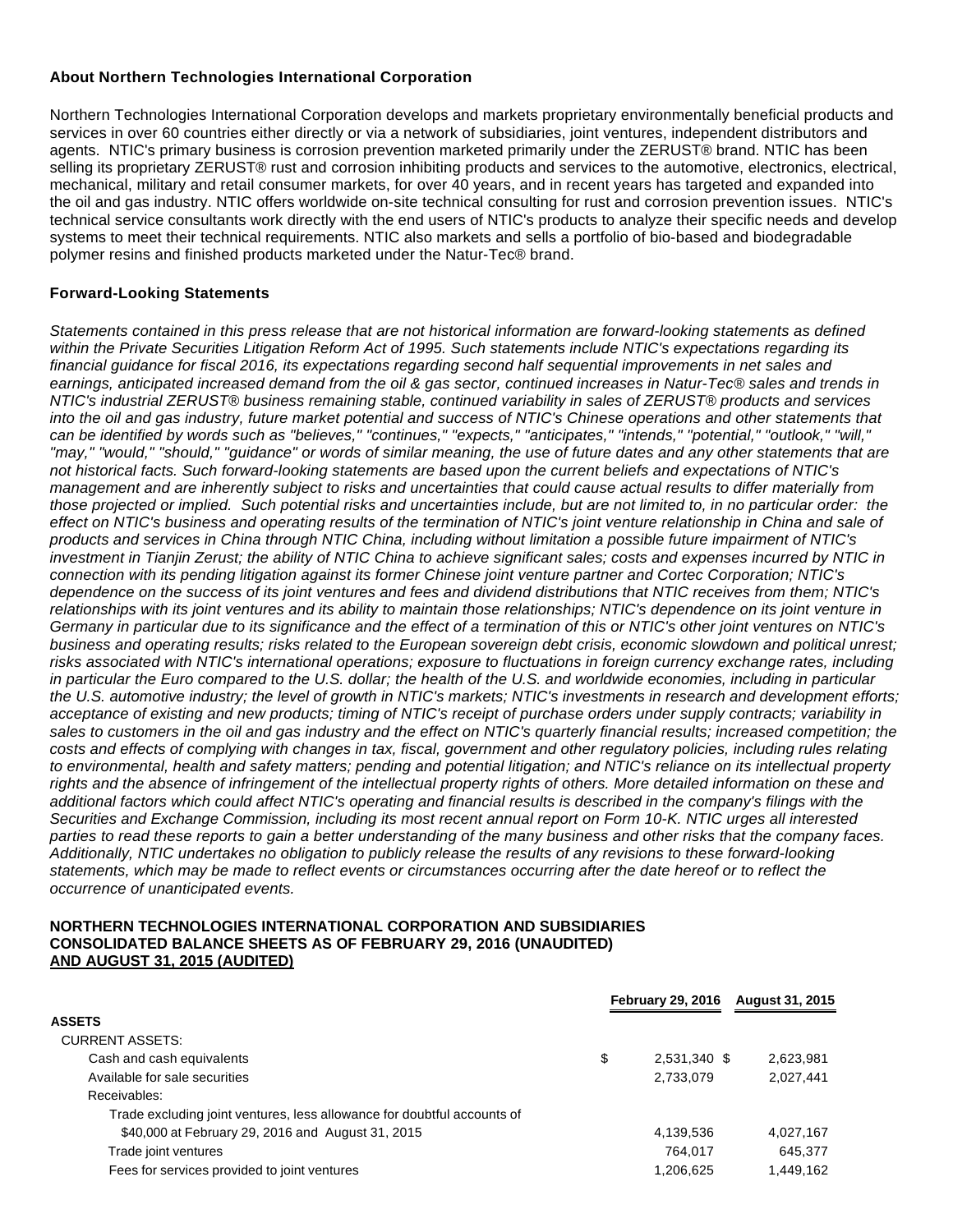**About Northern Technologies International Corporation**

Northern Technologies International Corporation develops and markets proprietary environmentally beneficial products and services in over 60 countries either directly or via a network of subsidiaries, joint ventures, independent distributors and agents. NTIC's primary business is corrosion prevention marketed primarily under the ZERUST® brand. NTIC has been selling its proprietary ZERUST® rust and corrosion inhibiting products and services to the automotive, electronics, electrical, mechanical, military and retail consumer markets, for over 40 years, and in recent years has targeted and expanded into the oil and gas industry. NTIC offers worldwide on-site technical consulting for rust and corrosion prevention issues. NTIC's technical service consultants work directly with the end users of NTIC's products to analyze their specific needs and develop systems to meet their technical requirements. NTIC also markets and sells a portfolio of bio-based and biodegradable polymer resins and finished products marketed under the Natur-Tec® brand.

**Forward-Looking Statements**

*Statements contained in this press release that are not historical information are forward-looking statements as defined within the Private Securities Litigation Reform Act of 1995. Such statements include NTIC's expectations regarding its financial guidance for fiscal 2016, its expectations regarding second half sequential improvements in net sales and earnings, anticipated increased demand from the oil & gas sector, continued increases in Natur-Tec® sales and trends in NTIC's industrial ZERUST® business remaining stable, continued variability in sales of ZERUST® products and services into the oil and gas industry, future market potential and success of NTIC's Chinese operations and other statements that can be identified by words such as "believes," "continues," "expects," "anticipates," "intends," "potential," "outlook," "will," "may," "would," "should," "guidance" or words of similar meaning, the use of future dates and any other statements that are not historical facts. Such forward-looking statements are based upon the current beliefs and expectations of NTIC's management and are inherently subject to risks and uncertainties that could cause actual results to differ materially from those projected or implied. Such potential risks and uncertainties include, but are not limited to, in no particular order: the effect on NTIC's business and operating results of the termination of NTIC's joint venture relationship in China and sale of products and services in China through NTIC China, including without limitation a possible future impairment of NTIC's investment in Tianjin Zerust; the ability of NTIC China to achieve significant sales; costs and expenses incurred by NTIC in connection with its pending litigation against its former Chinese joint venture partner and Cortec Corporation; NTIC's dependence on the success of its joint ventures and fees and dividend distributions that NTIC receives from them; NTIC's relationships with its joint ventures and its ability to maintain those relationships; NTIC's dependence on its joint venture in Germany in particular due to its significance and the effect of a termination of this or NTIC's other joint ventures on NTIC's business and operating results; risks related to the European sovereign debt crisis, economic slowdown and political unrest; risks associated with NTIC's international operations; exposure to fluctuations in foreign currency exchange rates, including in particular the Euro compared to the U.S. dollar; the health of the U.S. and worldwide economies, including in particular the U.S. automotive industry; the level of growth in NTIC's markets; NTIC's investments in research and development efforts; acceptance of existing and new products; timing of NTIC's receipt of purchase orders under supply contracts; variability in sales to customers in the oil and gas industry and the effect on NTIC's quarterly financial results; increased competition; the costs and effects of complying with changes in tax, fiscal, government and other regulatory policies, including rules relating to environmental, health and safety matters; pending and potential litigation; and NTIC's reliance on its intellectual property rights and the absence of infringement of the intellectual property rights of others. More detailed information on these and additional factors which could affect NTIC's operating and financial results is described in the company's filings with the Securities and Exchange Commission, including its most recent annual report on Form 10-K. NTIC urges all interested parties to read these reports to gain a better understanding of the many business and other risks that the company faces. Additionally, NTIC undertakes no obligation to publicly release the results of any revisions to these forward-looking statements, which may be made to reflect events or circumstances occurring after the date hereof or to reflect the occurrence of unanticipated events.*

**NORTHERN TECHNOLOGIES INTERNATIONAL CORPORATION AND SUBSIDIARIES**
**CONSOLIDATED BALANCE SHEETS AS OF FEBRUARY 29, 2016 (UNAUDITED)**
**AND AUGUST 31, 2015 (AUDITED)**

| | February 29, 2016 | August 31, 2015 |
|---|---|---|
| **ASSETS** | | |
| CURRENT ASSETS: | | |
| Cash and cash equivalents | $ 2,531,340 | $ 2,623,981 |
| Available for sale securities | 2,733,079 | 2,027,441 |
| Receivables: | | |
| Trade excluding joint ventures, less allowance for doubtful accounts of $40,000 at February 29, 2016 and August 31, 2015 | 4,139,536 | 4,027,167 |
| Trade joint ventures | 764,017 | 645,377 |
| Fees for services provided to joint ventures | 1,206,625 | 1,449,162 |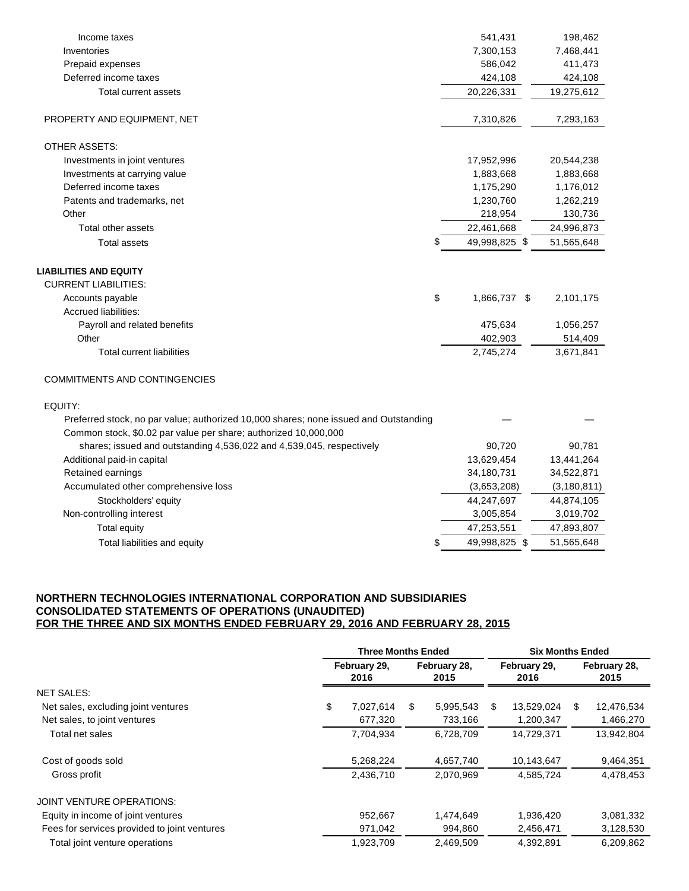| | | |
|---|---|---|
| Income taxes | 541,431 | 198,462 |
| Inventories | 7,300,153 | 7,468,441 |
| Prepaid expenses | 586,042 | 411,473 |
| Deferred income taxes | 424,108 | 424,108 |
| Total current assets | 20,226,331 | 19,275,612 |
| | | |
| PROPERTY AND EQUIPMENT, NET | 7,310,826 | 7,293,163 |
| | | |
| OTHER ASSETS: | | |
| Investments in joint ventures | 17,952,996 | 20,544,238 |
| Investments at carrying value | 1,883,668 | 1,883,668 |
| Deferred income taxes | 1,175,290 | 1,176,012 |
| Patents and trademarks, net | 1,230,760 | 1,262,219 |
| Other | 218,954 | 130,736 |
| Total other assets | 22,461,668 | 24,996,873 |
| Total assets | $ 49,998,825 | $ 51,565,648 |
| | | |
| **LIABILITIES AND EQUITY** | | |
| CURRENT LIABILITIES: | | |
| Accounts payable | $ 1,866,737 | $ 2,101,175 |
| Accrued liabilities: | | |
| Payroll and related benefits | 475,634 | 1,056,257 |
| Other | 402,903 | 514,409 |
| Total current liabilities | 2,745,274 | 3,671,841 |
| | | |
| COMMITMENTS AND CONTINGENCIES | | |
| | | |
| EQUITY: | | |
| Preferred stock, no par value; authorized 10,000 shares; none issued and Outstanding | — | — |
| Common stock, $0.02 par value per share; authorized 10,000,000 shares; issued and outstanding 4,536,022 and 4,539,045, respectively | 90,720 | 90,781 |
| Additional paid-in capital | 13,629,454 | 13,441,264 |
| Retained earnings | 34,180,731 | 34,522,871 |
| Accumulated other comprehensive loss | (3,653,208) | (3,180,811) |
| Stockholders' equity | 44,247,697 | 44,874,105 |
| Non-controlling interest | 3,005,854 | 3,019,702 |
| Total equity | 47,253,551 | 47,893,807 |
| Total liabilities and equity | $ 49,998,825 | $ 51,565,648 |

**NORTHERN TECHNOLOGIES INTERNATIONAL CORPORATION AND SUBSIDIARIES**
**CONSOLIDATED STATEMENTS OF OPERATIONS (UNAUDITED)**
**FOR THE THREE AND SIX MONTHS ENDED FEBRUARY 29, 2016 AND FEBRUARY 28, 2015**

| | Three Months Ended | | Six Months Ended | |
|---|---|---|---|---|
| | February 29, 2016 | February 28, 2015 | February 29, 2016 | February 28, 2015 |
| NET SALES: | | | | |
| Net sales, excluding joint ventures | $ 7,027,614 | $ 5,995,543 | $ 13,529,024 | $ 12,476,534 |
| Net sales, to joint ventures | 677,320 | 733,166 | 1,200,347 | 1,466,270 |
| Total net sales | 7,704,934 | 6,728,709 | 14,729,371 | 13,942,804 |
| | | | | |
| Cost of goods sold | 5,268,224 | 4,657,740 | 10,143,647 | 9,464,351 |
| Gross profit | 2,436,710 | 2,070,969 | 4,585,724 | 4,478,453 |
| | | | | |
| JOINT VENTURE OPERATIONS: | | | | |
| Equity in income of joint ventures | 952,667 | 1,474,649 | 1,936,420 | 3,081,332 |
| Fees for services provided to joint ventures | 971,042 | 994,860 | 2,456,471 | 3,128,530 |
| Total joint venture operations | 1,923,709 | 2,469,509 | 4,392,891 | 6,209,862 |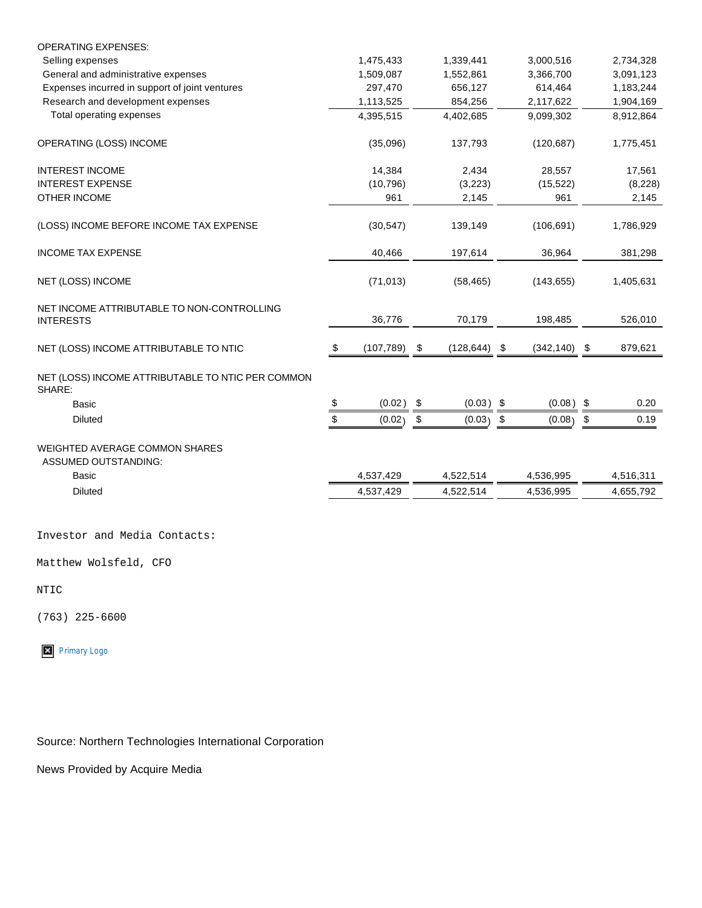| | | | | |
|---|---|---|---|---|
| OPERATING EXPENSES: | | | | |
| Selling expenses | 1,475,433 | 1,339,441 | 3,000,516 | 2,734,328 |
| General and administrative expenses | 1,509,087 | 1,552,861 | 3,366,700 | 3,091,123 |
| Expenses incurred in support of joint ventures | 297,470 | 656,127 | 614,464 | 1,183,244 |
| Research and development expenses | 1,113,525 | 854,256 | 2,117,622 | 1,904,169 |
| Total operating expenses | 4,395,515 | 4,402,685 | 9,099,302 | 8,912,864 |
| OPERATING (LOSS) INCOME | (35,096) | 137,793 | (120,687) | 1,775,451 |
| INTEREST INCOME | 14,384 | 2,434 | 28,557 | 17,561 |
| INTEREST EXPENSE | (10,796) | (3,223) | (15,522) | (8,228) |
| OTHER INCOME | 961 | 2,145 | 961 | 2,145 |
| (LOSS) INCOME BEFORE INCOME TAX EXPENSE | (30,547) | 139,149 | (106,691) | 1,786,929 |
| INCOME TAX EXPENSE | 40,466 | 197,614 | 36,964 | 381,298 |
| NET (LOSS) INCOME | (71,013) | (58,465) | (143,655) | 1,405,631 |
| NET INCOME ATTRIBUTABLE TO NON-CONTROLLING INTERESTS | 36,776 | 70,179 | 198,485 | 526,010 |
| NET (LOSS) INCOME ATTRIBUTABLE TO NTIC | $ (107,789) | $ (128,644) | $ (342,140) | $ 879,621 |
| NET (LOSS) INCOME ATTRIBUTABLE TO NTIC PER COMMON SHARE: | | | | |
| Basic | $ (0.02) | $ (0.03) | $ (0.08) | $ 0.20 |
| Diluted | $ (0.02) | $ (0.03) | $ (0.08) | $ 0.19 |
| WEIGHTED AVERAGE COMMON SHARES ASSUMED OUTSTANDING: | | | | |
| Basic | 4,537,429 | 4,522,514 | 4,536,995 | 4,516,311 |
| Diluted | 4,537,429 | 4,522,514 | 4,536,995 | 4,655,792 |

Investor and Media Contacts:

Matthew Wolsfeld, CFO

NTIC

(763) 225-6600

Primary Logo

Source: Northern Technologies International Corporation

News Provided by Acquire Media